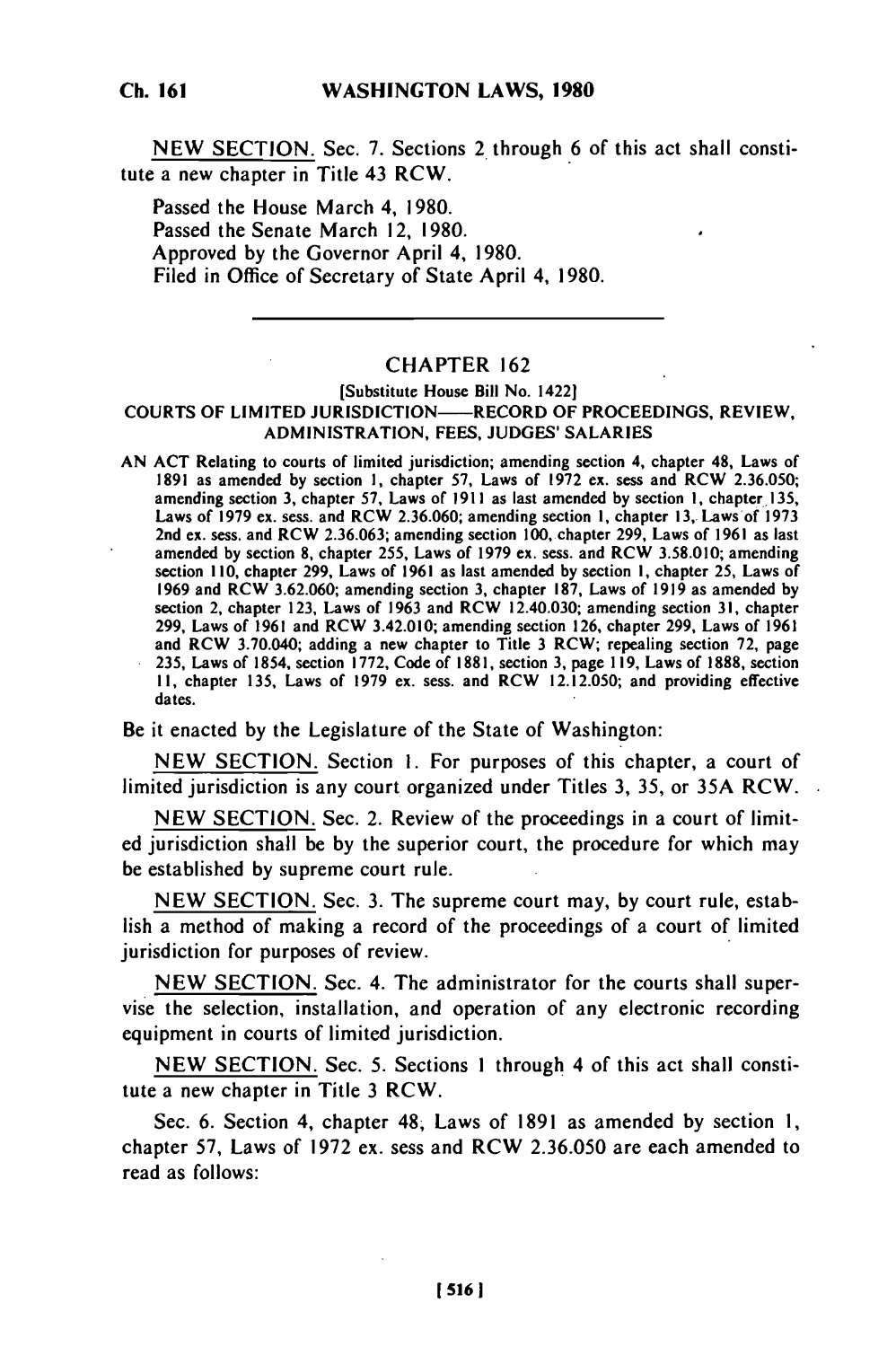NEW SECTION. Sec. 7. Sections 2 through 6 of this act shall constitute a new chapter in Title 43 RCW.

Passed the House March 4, 1980.
Passed the Senate March 12, 1980.
Approved by the Governor April 4, 1980.
Filed in Office of Secretary of State April 4, 1980.

---

## CHAPTER 162

[Substitute House Bill No. 1422]

### COURTS OF LIMITED JURISDICTION——RECORD OF PROCEEDINGS, REVIEW, ADMINISTRATION, FEES, JUDGES' SALARIES

AN ACT Relating to courts of limited jurisdiction; amending section 4, chapter 48, Laws of 1891 as amended by section 1, chapter 57, Laws of 1972 ex. sess and RCW 2.36.050; amending section 3, chapter 57, Laws of 1911 as last amended by section 1, chapter 135, Laws of 1979 ex. sess. and RCW 2.36.060; amending section 1, chapter 13, Laws of 1973 2nd ex. sess. and RCW 2.36.063; amending section 100, chapter 299, Laws of 1961 as last amended by section 8, chapter 255, Laws of 1979 ex. sess. and RCW 3.58.010; amending section 110, chapter 299, Laws of 1961 as last amended by section 1, chapter 25, Laws of 1969 and RCW 3.62.060; amending section 3, chapter 187, Laws of 1919 as amended by section 2, chapter 123, Laws of 1963 and RCW 12.40.030; amending section 31, chapter 299, Laws of 1961 and RCW 3.42.010; amending section 126, chapter 299, Laws of 1961 and RCW 3.70.040; adding a new chapter to Title 3 RCW; repealing section 72, page 235, Laws of 1854, section 1772, Code of 1881, section 3, page 119, Laws of 1888, section 11, chapter 135, Laws of 1979 ex. sess. and RCW 12.12.050; and providing effective dates.

Be it enacted by the Legislature of the State of Washington:

NEW SECTION. Section 1. For purposes of this chapter, a court of limited jurisdiction is any court organized under Titles 3, 35, or 35A RCW.

NEW SECTION. Sec. 2. Review of the proceedings in a court of limited jurisdiction shall be by the superior court, the procedure for which may be established by supreme court rule.

NEW SECTION. Sec. 3. The supreme court may, by court rule, establish a method of making a record of the proceedings of a court of limited jurisdiction for purposes of review.

NEW SECTION. Sec. 4. The administrator for the courts shall supervise the selection, installation, and operation of any electronic recording equipment in courts of limited jurisdiction.

NEW SECTION. Sec. 5. Sections 1 through 4 of this act shall constitute a new chapter in Title 3 RCW.

Sec. 6. Section 4, chapter 48, Laws of 1891 as amended by section 1, chapter 57, Laws of 1972 ex. sess and RCW 2.36.050 are each amended to read as follows: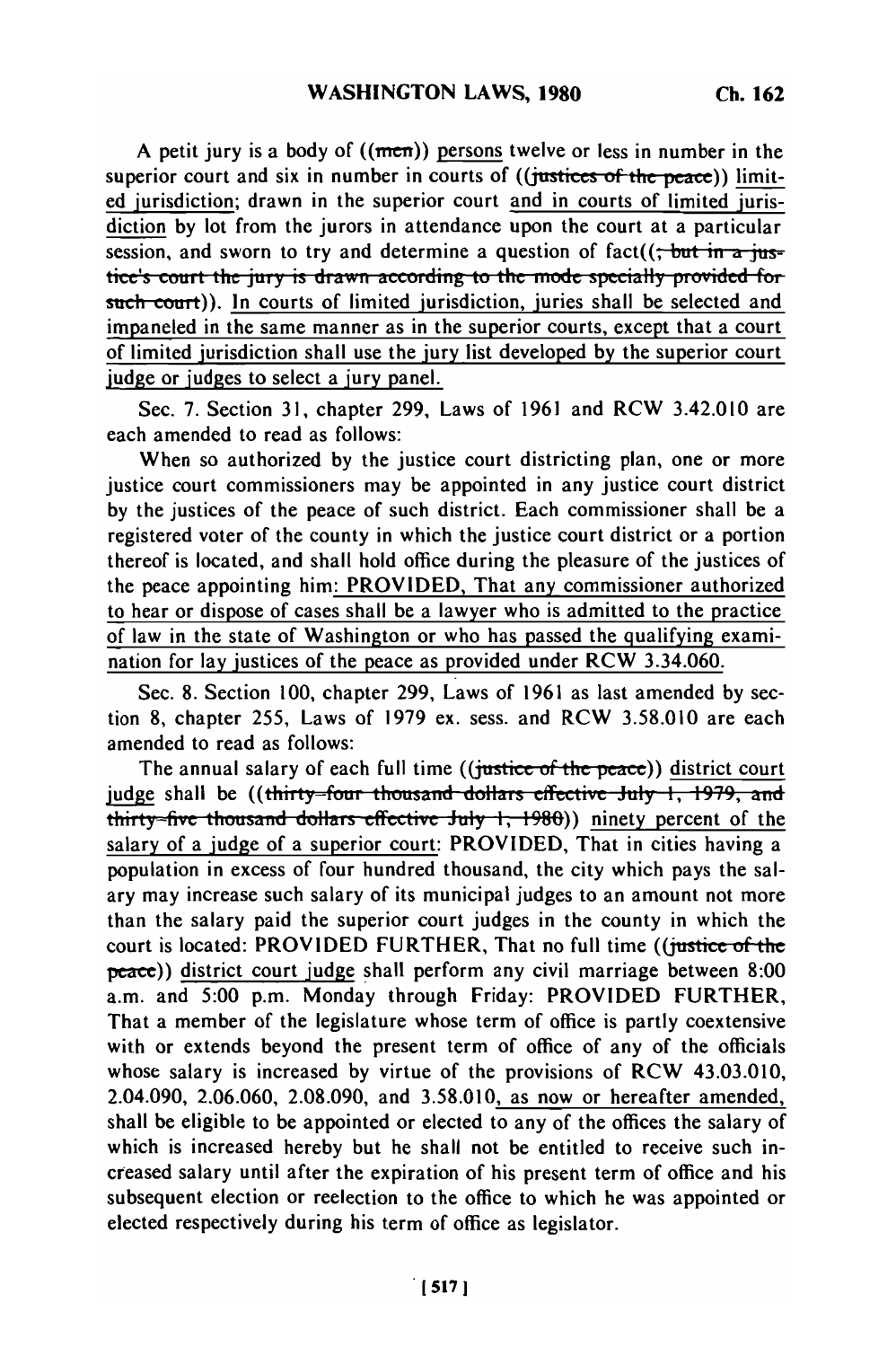A petit jury is a body of ((men)) persons twelve or less in number in the superior court and six in number in courts of ((justices of the peace)) limited jurisdiction; drawn in the superior court and in courts of limited jurisdiction by lot from the jurors in attendance upon the court at a particular session, and sworn to try and determine a question of fact((; but in a justice's court the jury is drawn according to the mode specially provided for such court)). In courts of limited jurisdiction, juries shall be selected and impaneled in the same manner as in the superior courts, except that a court of limited jurisdiction shall use the jury list developed by the superior court judge or judges to select a jury panel.

Sec. 7. Section 31, chapter 299, Laws of 1961 and RCW 3.42.010 are each amended to read as follows:

When so authorized by the justice court districting plan, one or more justice court commissioners may be appointed in any justice court district by the justices of the peace of such district. Each commissioner shall be a registered voter of the county in which the justice court district or a portion thereof is located, and shall hold office during the pleasure of the justices of the peace appointing him: PROVIDED, That any commissioner authorized to hear or dispose of cases shall be a lawyer who is admitted to the practice of law in the state of Washington or who has passed the qualifying examination for lay justices of the peace as provided under RCW 3.34.060.

Sec. 8. Section 100, chapter 299, Laws of 1961 as last amended by section 8, chapter 255, Laws of 1979 ex. sess. and RCW 3.58.010 are each amended to read as follows:

The annual salary of each full time ((justice of the peace)) district court judge shall be ((thirty-four thousand dollars effective July 1, 1979, and thirty-five thousand dollars effective July 1, 1980)) ninety percent of the salary of a judge of a superior court: PROVIDED, That in cities having a population in excess of four hundred thousand, the city which pays the salary may increase such salary of its municipal judges to an amount not more than the salary paid the superior court judges in the county in which the court is located: PROVIDED FURTHER, That no full time ((justice of the peace)) district court judge shall perform any civil marriage between 8:00 a.m. and 5:00 p.m. Monday through Friday: PROVIDED FURTHER, That a member of the legislature whose term of office is partly coextensive with or extends beyond the present term of office of any of the officials whose salary is increased by virtue of the provisions of RCW 43.03.010, 2.04.090, 2.06.060, 2.08.090, and 3.58.010, as now or hereafter amended, shall be eligible to be appointed or elected to any of the offices the salary of which is increased hereby but he shall not be entitled to receive such increased salary until after the expiration of his present term of office and his subsequent election or reelection to the office to which he was appointed or elected respectively during his term of office as legislator.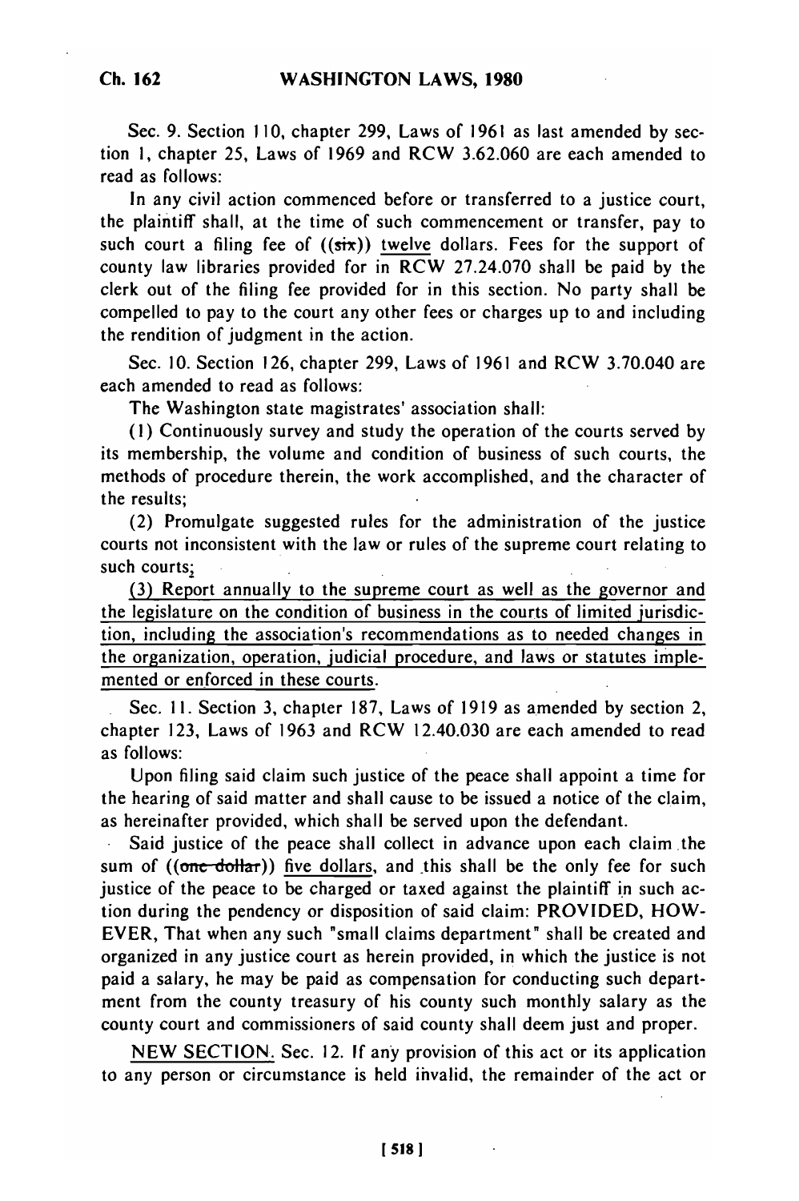Sec. 9. Section 110, chapter 299, Laws of 1961 as last amended by section 1, chapter 25, Laws of 1969 and RCW 3.62.060 are each amended to read as follows:

In any civil action commenced before or transferred to a justice court, the plaintiff shall, at the time of such commencement or transfer, pay to such court a filing fee of ((six)) twelve dollars. Fees for the support of county law libraries provided for in RCW 27.24.070 shall be paid by the clerk out of the filing fee provided for in this section. No party shall be compelled to pay to the court any other fees or charges up to and including the rendition of judgment in the action.

Sec. 10. Section 126, chapter 299, Laws of 1961 and RCW 3.70.040 are each amended to read as follows:

The Washington state magistrates' association shall:

(1) Continuously survey and study the operation of the courts served by its membership, the volume and condition of business of such courts, the methods of procedure therein, the work accomplished, and the character of the results;

(2) Promulgate suggested rules for the administration of the justice courts not inconsistent with the law or rules of the supreme court relating to such courts;

(3) Report annually to the supreme court as well as the governor and the legislature on the condition of business in the courts of limited jurisdiction, including the association's recommendations as to needed changes in the organization, operation, judicial procedure, and laws or statutes implemented or enforced in these courts.

Sec. 11. Section 3, chapter 187, Laws of 1919 as amended by section 2, chapter 123, Laws of 1963 and RCW 12.40.030 are each amended to read as follows:

Upon filing said claim such justice of the peace shall appoint a time for the hearing of said matter and shall cause to be issued a notice of the claim, as hereinafter provided, which shall be served upon the defendant.

Said justice of the peace shall collect in advance upon each claim the sum of ((one dollar)) five dollars, and this shall be the only fee for such justice of the peace to be charged or taxed against the plaintiff in such action during the pendency or disposition of said claim: PROVIDED, HOWEVER, That when any such "small claims department" shall be created and organized in any justice court as herein provided, in which the justice is not paid a salary, he may be paid as compensation for conducting such department from the county treasury of his county such monthly salary as the county court and commissioners of said county shall deem just and proper.

NEW SECTION. Sec. 12. If any provision of this act or its application to any person or circumstance is held invalid, the remainder of the act or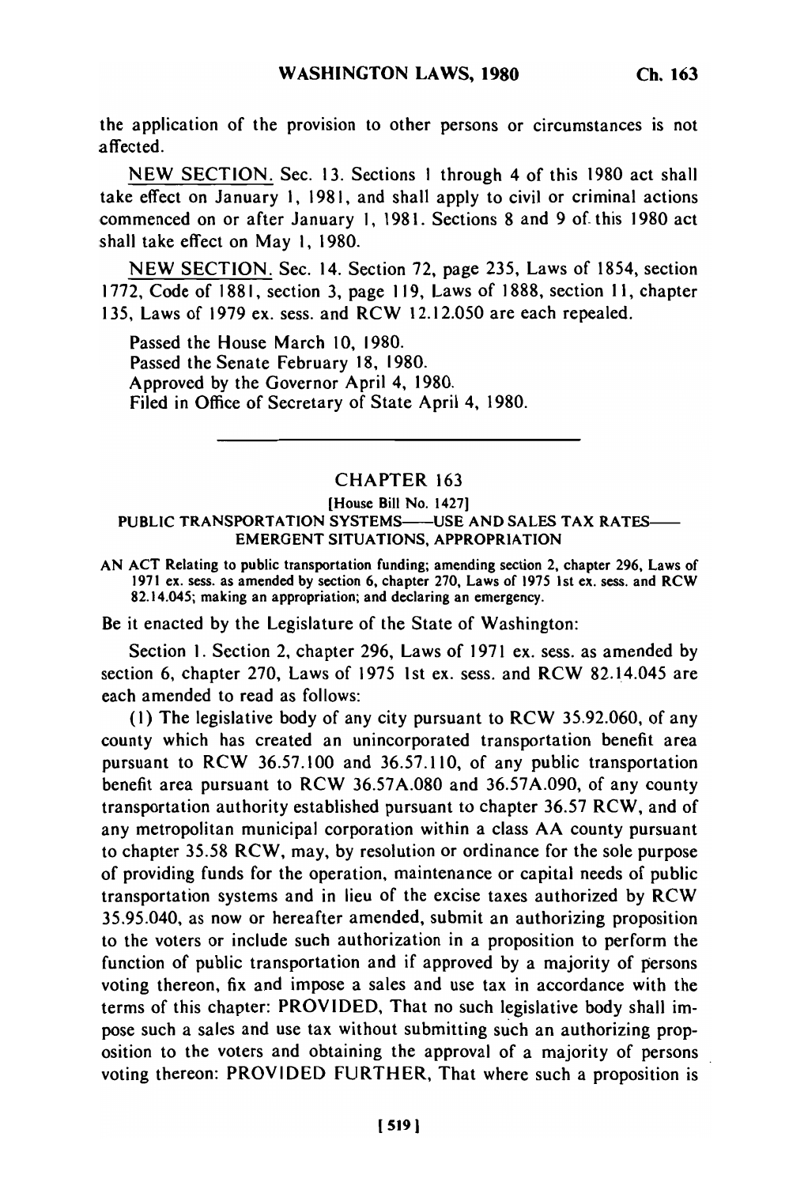the application of the provision to other persons or circumstances is not affected.

NEW SECTION. Sec. 13. Sections 1 through 4 of this 1980 act shall take effect on January 1, 1981, and shall apply to civil or criminal actions commenced on or after January 1, 1981. Sections 8 and 9 of this 1980 act shall take effect on May 1, 1980.

NEW SECTION. Sec. 14. Section 72, page 235, Laws of 1854, section 1772, Code of 1881, section 3, page 119, Laws of 1888, section 11, chapter 135, Laws of 1979 ex. sess. and RCW 12.12.050 are each repealed.

Passed the House March 10, 1980.
Passed the Senate February 18, 1980.
Approved by the Governor April 4, 1980.
Filed in Office of Secretary of State April 4, 1980.

---

## CHAPTER 163

[House Bill No. 1427]

### PUBLIC TRANSPORTATION SYSTEMS——USE AND SALES TAX RATES——EMERGENT SITUATIONS, APPROPRIATION

AN ACT Relating to public transportation funding; amending section 2, chapter 296, Laws of 1971 ex. sess. as amended by section 6, chapter 270, Laws of 1975 1st ex. sess. and RCW 82.14.045; making an appropriation; and declaring an emergency.

Be it enacted by the Legislature of the State of Washington:

Section 1. Section 2, chapter 296, Laws of 1971 ex. sess. as amended by section 6, chapter 270, Laws of 1975 1st ex. sess. and RCW 82.14.045 are each amended to read as follows:

(1) The legislative body of any city pursuant to RCW 35.92.060, of any county which has created an unincorporated transportation benefit area pursuant to RCW 36.57.100 and 36.57.110, of any public transportation benefit area pursuant to RCW 36.57A.080 and 36.57A.090, of any county transportation authority established pursuant to chapter 36.57 RCW, and of any metropolitan municipal corporation within a class AA county pursuant to chapter 35.58 RCW, may, by resolution or ordinance for the sole purpose of providing funds for the operation, maintenance or capital needs of public transportation systems and in lieu of the excise taxes authorized by RCW 35.95.040, as now or hereafter amended, submit an authorizing proposition to the voters or include such authorization in a proposition to perform the function of public transportation and if approved by a majority of persons voting thereon, fix and impose a sales and use tax in accordance with the terms of this chapter: PROVIDED, That no such legislative body shall impose such a sales and use tax without submitting such an authorizing proposition to the voters and obtaining the approval of a majority of persons voting thereon: PROVIDED FURTHER, That where such a proposition is